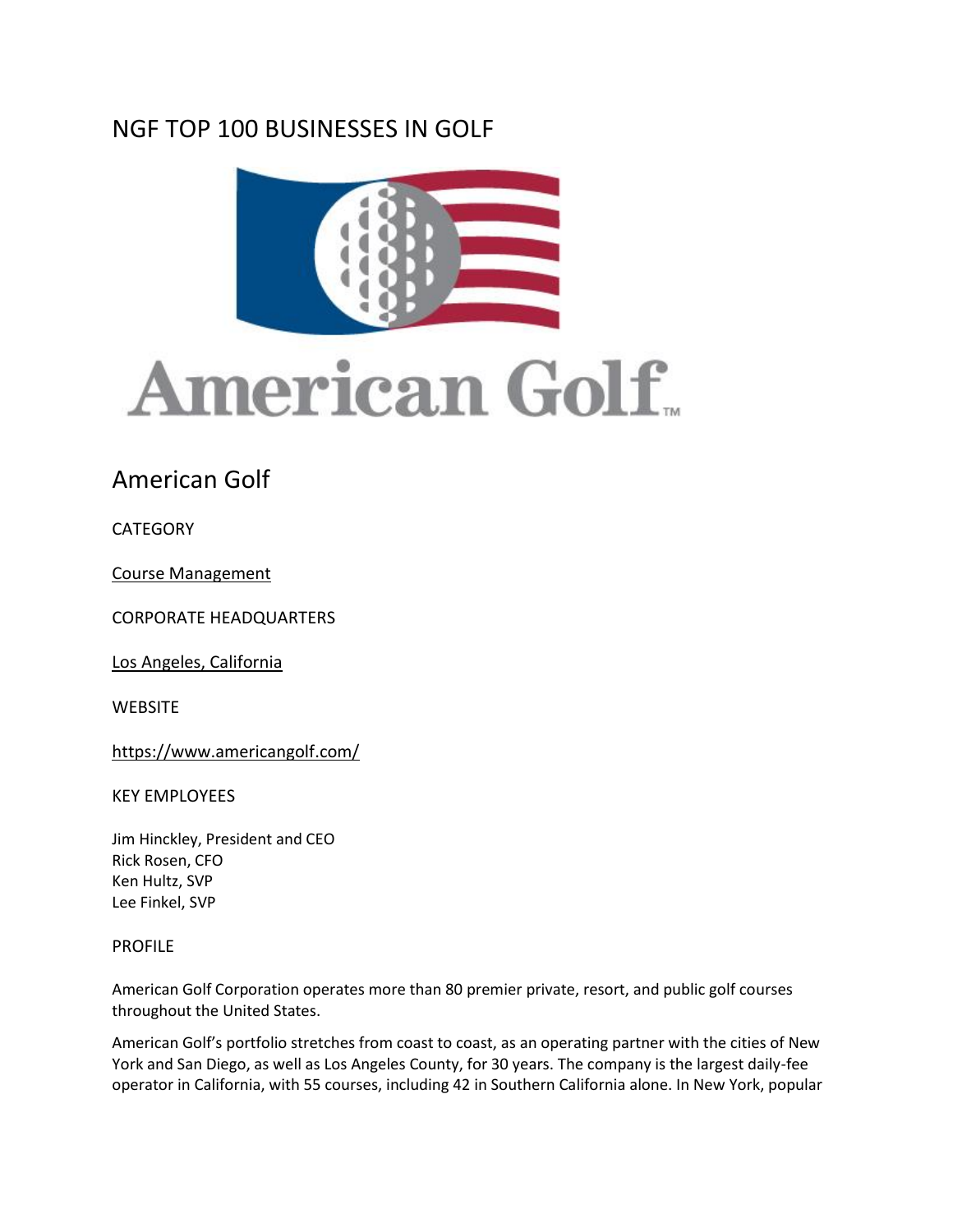# NGF TOP 100 BUSINESSES IN GOLF

## American Golf

CATEGORY

[Course Management]

CORPORATE HEADQUARTERS

[Los Angeles, California]

WEBSITE

https://www.americangolf.com/

KEY EMPLOYEES

Jim Hinckley, President and CEO
Rick Rosen, CFO
Ken Hultz, SVP
Lee Finkel, SVP

PROFILE

American Golf Corporation operates more than 80 premier private, resort, and public golf courses throughout the United States.

American Golf's portfolio stretches from coast to coast, as an operating partner with the cities of New York and San Diego, as well as Los Angeles County, for 30 years. The company is the largest daily-fee operator in California, with 55 courses, including 42 in Southern California alone. In New York, popular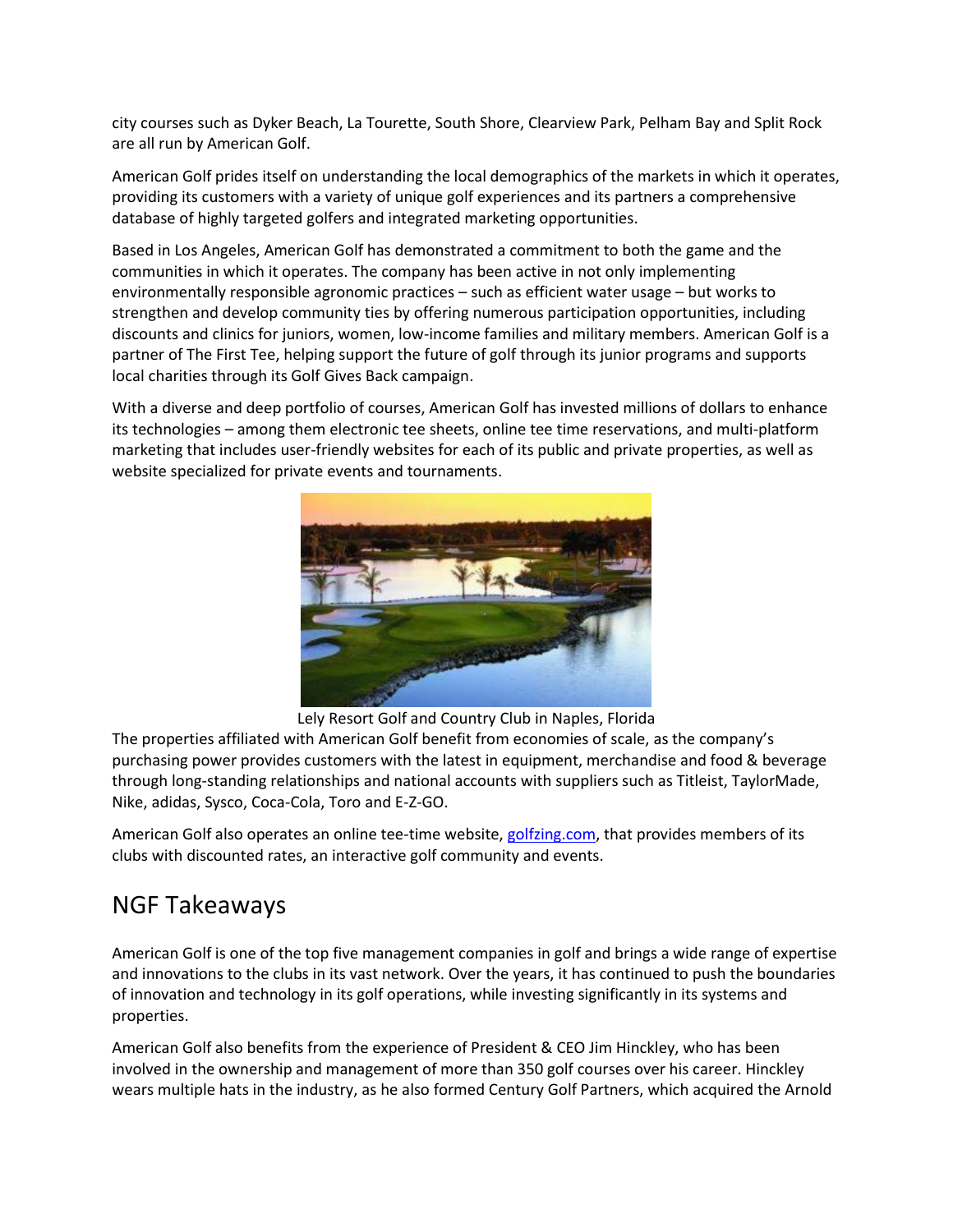city courses such as Dyker Beach, La Tourette, South Shore, Clearview Park, Pelham Bay and Split Rock are all run by American Golf.

American Golf prides itself on understanding the local demographics of the markets in which it operates, providing its customers with a variety of unique golf experiences and its partners a comprehensive database of highly targeted golfers and integrated marketing opportunities.

Based in Los Angeles, American Golf has demonstrated a commitment to both the game and the communities in which it operates. The company has been active in not only implementing environmentally responsible agronomic practices – such as efficient water usage – but works to strengthen and develop community ties by offering numerous participation opportunities, including discounts and clinics for juniors, women, low-income families and military members. American Golf is a partner of The First Tee, helping support the future of golf through its junior programs and supports local charities through its Golf Gives Back campaign.

With a diverse and deep portfolio of courses, American Golf has invested millions of dollars to enhance its technologies – among them electronic tee sheets, online tee time reservations, and multi-platform marketing that includes user-friendly websites for each of its public and private properties, as well as website specialized for private events and tournaments.

Lely Resort Golf and Country Club in Naples, Florida

The properties affiliated with American Golf benefit from economies of scale, as the company's purchasing power provides customers with the latest in equipment, merchandise and food & beverage through long-standing relationships and national accounts with suppliers such as Titleist, TaylorMade, Nike, adidas, Sysco, Coca-Cola, Toro and E-Z-GO.

American Golf also operates an online tee-time website, golfzing.com, that provides members of its clubs with discounted rates, an interactive golf community and events.

## NGF Takeaways

American Golf is one of the top five management companies in golf and brings a wide range of expertise and innovations to the clubs in its vast network. Over the years, it has continued to push the boundaries of innovation and technology in its golf operations, while investing significantly in its systems and properties.

American Golf also benefits from the experience of President & CEO Jim Hinckley, who has been involved in the ownership and management of more than 350 golf courses over his career. Hinckley wears multiple hats in the industry, as he also formed Century Golf Partners, which acquired the Arnold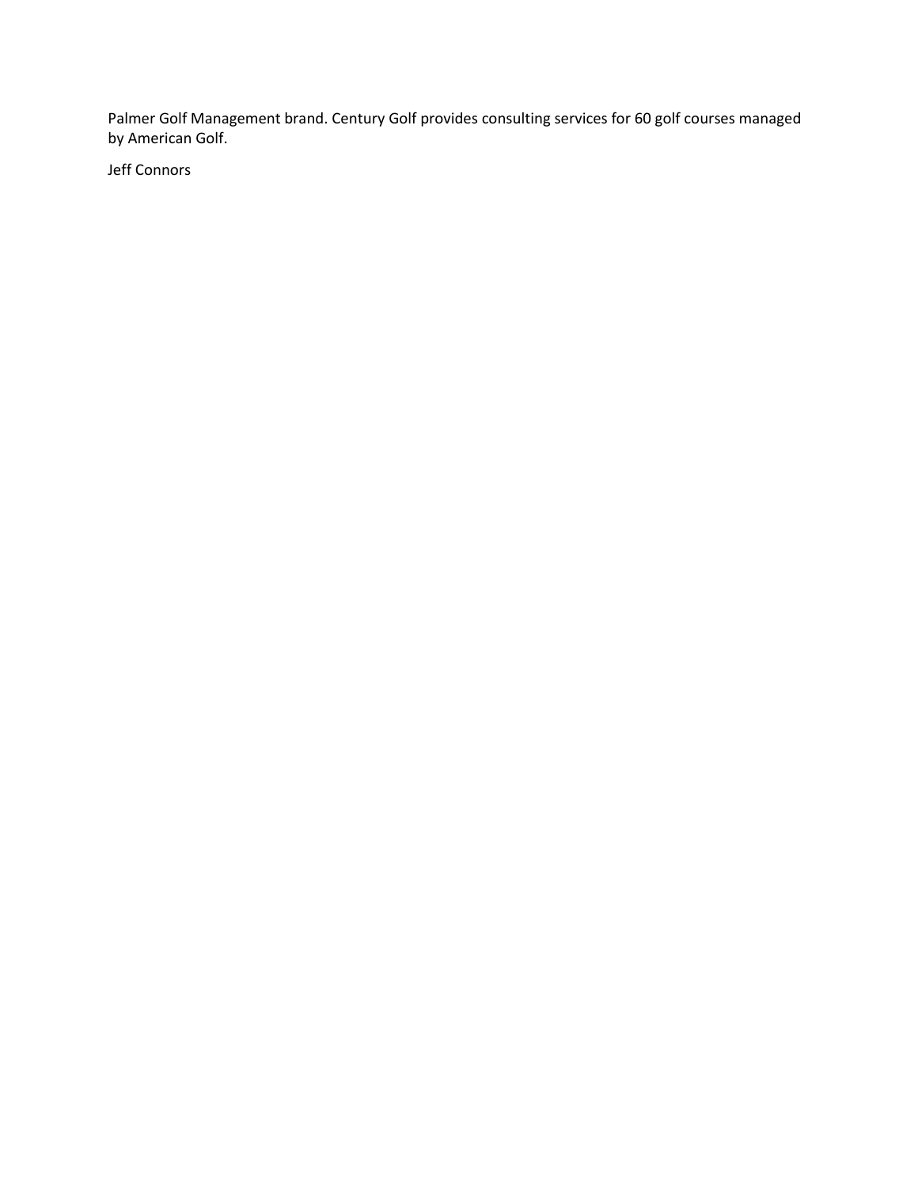Palmer Golf Management brand. Century Golf provides consulting services for 60 golf courses managed by American Golf.

Jeff Connors